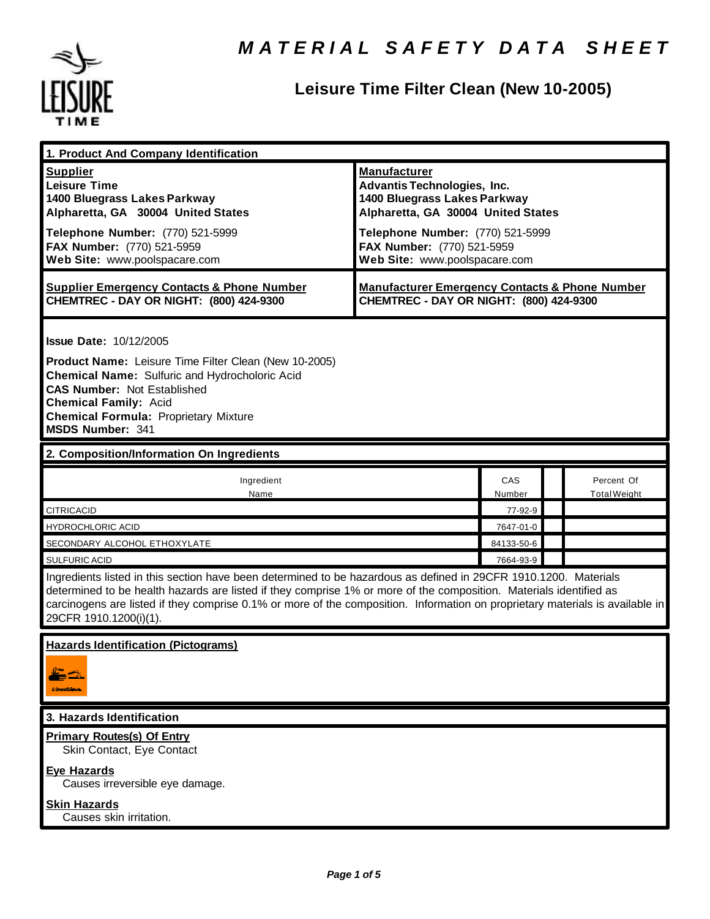# MATERIAL SAFETY DATA SHEET

## Leisure Time Filter Clean (New 10-2005)

## 1. Product And Company Identification

| Supplier | Manufacturer |
|---|---|
| **Leisure Time**<br>**1400 Bluegrass Lakes Parkway**<br>**Alpharetta, GA 30004 United States** | **Advantis Technologies, Inc.**<br>**1400 Bluegrass Lakes Parkway**<br>**Alpharetta, GA 30004 United States** |
| **Telephone Number:** (770) 521-5999<br>**FAX Number:** (770) 521-5959<br>**Web Site:** www.poolspacare.com | **Telephone Number:** (770) 521-5999<br>**FAX Number:** (770) 521-5959<br>**Web Site:** www.poolspacare.com |
| **Supplier Emergency Contacts & Phone Number**<br>**CHEMTREC - DAY OR NIGHT: (800) 424-9300** | **Manufacturer Emergency Contacts & Phone Number**<br>**CHEMTREC - DAY OR NIGHT: (800) 424-9300** |

**Issue Date:** 10/12/2005

**Product Name:** Leisure Time Filter Clean (New 10-2005)
**Chemical Name:** Sulfuric and Hydrocholoric Acid
**CAS Number:** Not Established
**Chemical Family:** Acid
**Chemical Formula:** Proprietary Mixture
**MSDS Number:** 341

## 2. Composition/Information On Ingredients

| Ingredient Name | CAS Number | | Percent Of Total Weight |
|---|---|---|---|
| CITRICACID | 77-92-9 | | |
| HYDROCHLORIC ACID | 7647-01-0 | | |
| SECONDARY ALCOHOL ETHOXYLATE | 84133-50-6 | | |
| SULFURIC ACID | 7664-93-9 | | |

Ingredients listed in this section have been determined to be hazardous as defined in 29CFR 1910.1200. Materials determined to be health hazards are listed if they comprise 1% or more of the composition. Materials identified as carcinogens are listed if they comprise 0.1% or more of the composition. Information on proprietary materials is available in 29CFR 1910.1200(i)(1).

**Hazards Identification (Pictograms)**

## 3. Hazards Identification

**Primary Routes(s) Of Entry**
Skin Contact, Eye Contact

**Eye Hazards**
Causes irreversible eye damage.

**Skin Hazards**
Causes skin irritation.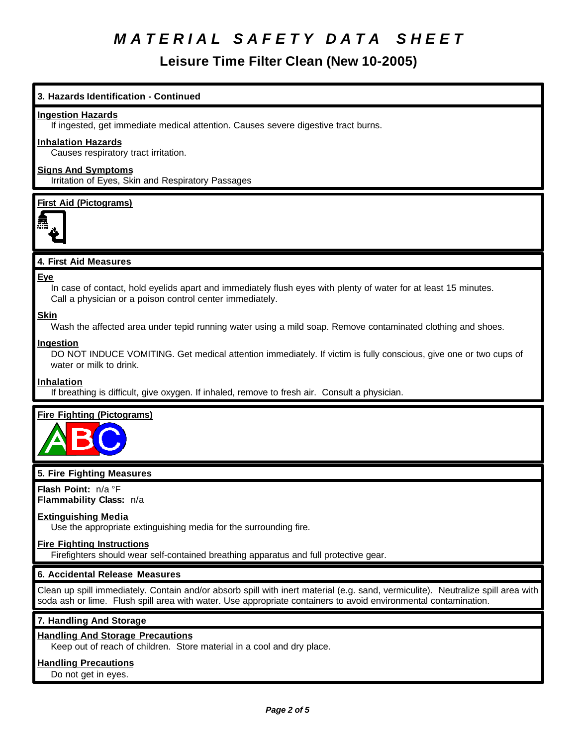# MATERIAL SAFETY DATA SHEET

## Leisure Time Filter Clean (New 10-2005)

### 3. Hazards Identification - Continued

**Ingestion Hazards**

If ingested, get immediate medical attention. Causes severe digestive tract burns.

**Inhalation Hazards**

Causes respiratory tract irritation.

**Signs And Symptoms**

Irritation of Eyes, Skin and Respiratory Passages

**First Aid (Pictograms)**

### 4. First Aid Measures

**Eye**

In case of contact, hold eyelids apart and immediately flush eyes with plenty of water for at least 15 minutes. Call a physician or a poison control center immediately.

**Skin**

Wash the affected area under tepid running water using a mild soap. Remove contaminated clothing and shoes.

**Ingestion**

DO NOT INDUCE VOMITING. Get medical attention immediately. If victim is fully conscious, give one or two cups of water or milk to drink.

**Inhalation**

If breathing is difficult, give oxygen. If inhaled, remove to fresh air. Consult a physician.

**Fire Fighting (Pictograms)**

### 5. Fire Fighting Measures

**Flash Point:** n/a °F
**Flammability Class:** n/a

**Extinguishing Media**

Use the appropriate extinguishing media for the surrounding fire.

**Fire Fighting Instructions**

Firefighters should wear self-contained breathing apparatus and full protective gear.

### 6. Accidental Release Measures

Clean up spill immediately. Contain and/or absorb spill with inert material (e.g. sand, vermiculite). Neutralize spill area with soda ash or lime. Flush spill area with water. Use appropriate containers to avoid environmental contamination.

### 7. Handling And Storage

**Handling And Storage Precautions**

Keep out of reach of children. Store material in a cool and dry place.

**Handling Precautions**

Do not get in eyes.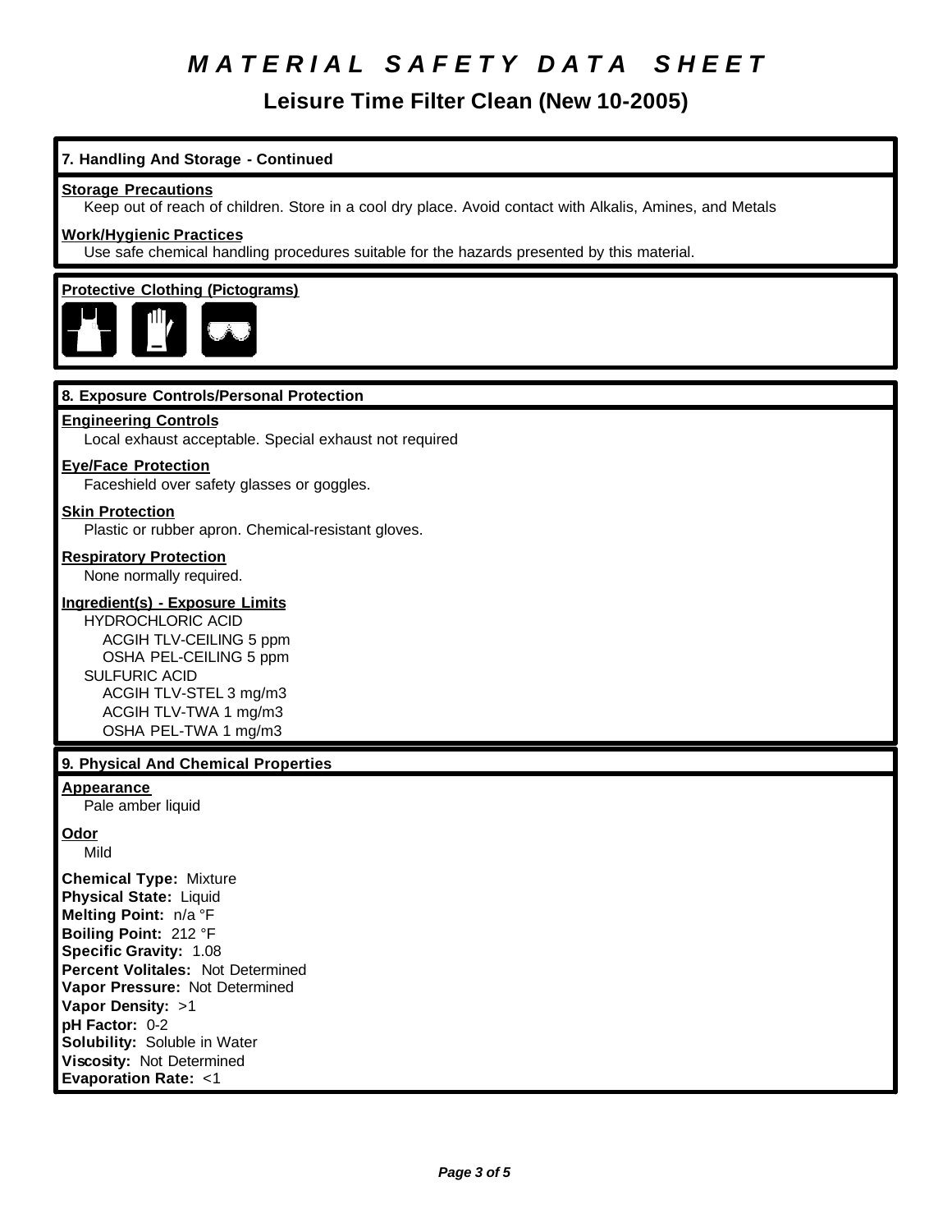# *MATERIAL SAFETY DATA SHEET*

## Leisure Time Filter Clean (New 10-2005)

### 7. Handling And Storage - Continued

**Storage Precautions**
Keep out of reach of children. Store in a cool dry place. Avoid contact with Alkalis, Amines, and Metals

**Work/Hygienic Practices**
Use safe chemical handling procedures suitable for the hazards presented by this material.

**Protective Clothing (Pictograms)**

### 8. Exposure Controls/Personal Protection

**Engineering Controls**
Local exhaust acceptable. Special exhaust not required

**Eye/Face Protection**
Faceshield over safety glasses or goggles.

**Skin Protection**
Plastic or rubber apron. Chemical-resistant gloves.

**Respiratory Protection**
None normally required.

**Ingredient(s) - Exposure Limits**

HYDROCHLORIC ACID
- ACGIH TLV-CEILING 5 ppm
- OSHA PEL-CEILING 5 ppm

SULFURIC ACID
- ACGIH TLV-STEL 3 mg/m3
- ACGIH TLV-TWA 1 mg/m3
- OSHA PEL-TWA 1 mg/m3

### 9. Physical And Chemical Properties

**Appearance**
Pale amber liquid

**Odor**
Mild

**Chemical Type:** Mixture
**Physical State:** Liquid
**Melting Point:** n/a °F
**Boiling Point:** 212 °F
**Specific Gravity:** 1.08
**Percent Volitales:** Not Determined
**Vapor Pressure:** Not Determined
**Vapor Density:** >1
**pH Factor:** 0-2
**Solubility:** Soluble in Water
**Viscosity:** Not Determined
**Evaporation Rate:** <1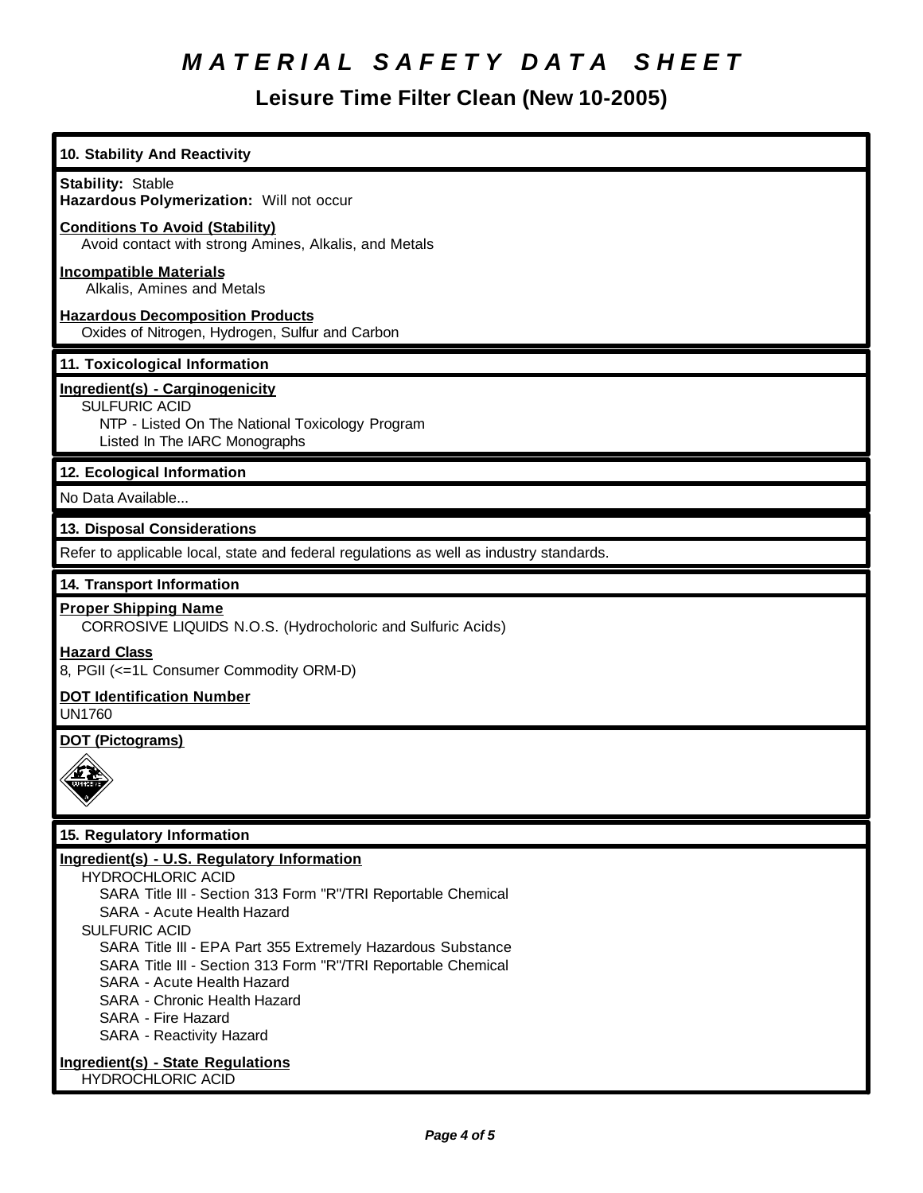# MATERIAL SAFETY DATA SHEET

## Leisure Time Filter Clean (New 10-2005)

### 10. Stability And Reactivity

**Stability:** Stable
**Hazardous Polymerization:** Will not occur

**Conditions To Avoid (Stability)**
Avoid contact with strong Amines, Alkalis, and Metals

**Incompatible Materials**
Alkalis, Amines and Metals

**Hazardous Decomposition Products**
Oxides of Nitrogen, Hydrogen, Sulfur and Carbon

### 11. Toxicological Information

**Ingredient(s) - Carginogenicity**
SULFURIC ACID
NTP - Listed On The National Toxicology Program
Listed In The IARC Monographs

### 12. Ecological Information

No Data Available...

### 13. Disposal Considerations

Refer to applicable local, state and federal regulations as well as industry standards.

### 14. Transport Information

**Proper Shipping Name**
CORROSIVE LIQUIDS N.O.S. (Hydrocholoric and Sulfuric Acids)

**Hazard Class**
8, PGII (<=1L Consumer Commodity ORM-D)

**DOT Identification Number**
UN1760

**DOT (Pictograms)**

### 15. Regulatory Information

**Ingredient(s) - U.S. Regulatory Information**

HYDROCHLORIC ACID
- SARA Title III - Section 313 Form "R"/TRI Reportable Chemical
- SARA - Acute Health Hazard

SULFURIC ACID
- SARA Title III - EPA Part 355 Extremely Hazardous Substance
- SARA Title III - Section 313 Form "R"/TRI Reportable Chemical
- SARA - Acute Health Hazard
- SARA - Chronic Health Hazard
- SARA - Fire Hazard
- SARA - Reactivity Hazard

**Ingredient(s) - State Regulations**
HYDROCHLORIC ACID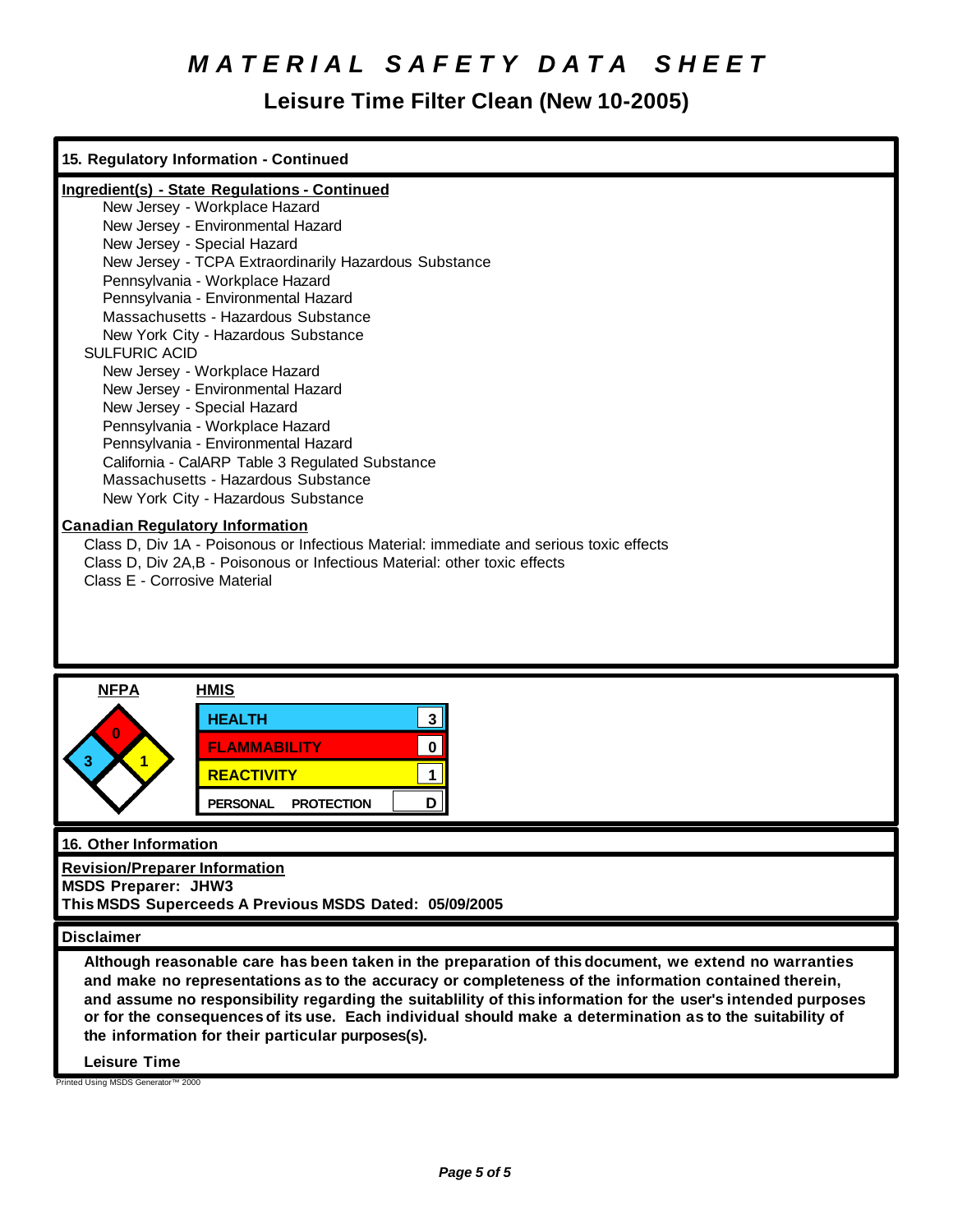# MATERIAL SAFETY DATA SHEET

## Leisure Time Filter Clean (New 10-2005)

### 15. Regulatory Information - Continued

**Ingredient(s) - State Regulations - Continued**

- New Jersey - Workplace Hazard
- New Jersey - Environmental Hazard
- New Jersey - Special Hazard
- New Jersey - TCPA Extraordinarily Hazardous Substance
- Pennsylvania - Workplace Hazard
- Pennsylvania - Environmental Hazard
- Massachusetts - Hazardous Substance
- New York City - Hazardous Substance

SULFURIC ACID

- New Jersey - Workplace Hazard
- New Jersey - Environmental Hazard
- New Jersey - Special Hazard
- Pennsylvania - Workplace Hazard
- Pennsylvania - Environmental Hazard
- California - CalARP Table 3 Regulated Substance
- Massachusetts - Hazardous Substance
- New York City - Hazardous Substance

**Canadian Regulatory Information**

Class D, Div 1A - Poisonous or Infectious Material: immediate and serious toxic effects
Class D, Div 2A,B - Poisonous or Infectious Material: other toxic effects
Class E - Corrosive Material

**NFPA**

0
3
1

**HMIS**

| | |
|---|---|
| HEALTH | 3 |
| FLAMMABILITY | 0 |
| REACTIVITY | 1 |
| PERSONAL PROTECTION | D |

### 16. Other Information

**Revision/Preparer Information**

**MSDS Preparer: JHW3**

**This MSDS Superceeds A Previous MSDS Dated: 05/09/2005**

### Disclaimer

**Although reasonable care has been taken in the preparation of this document, we extend no warranties and make no representations as to the accuracy or completeness of the information contained therein, and assume no responsibility regarding the suitablility of this information for the user's intended purposes or for the consequences of its use. Each individual should make a determination as to the suitability of the information for their particular purposes(s).**

**Leisure Time**

Printed Using MSDS Generator™ 2000